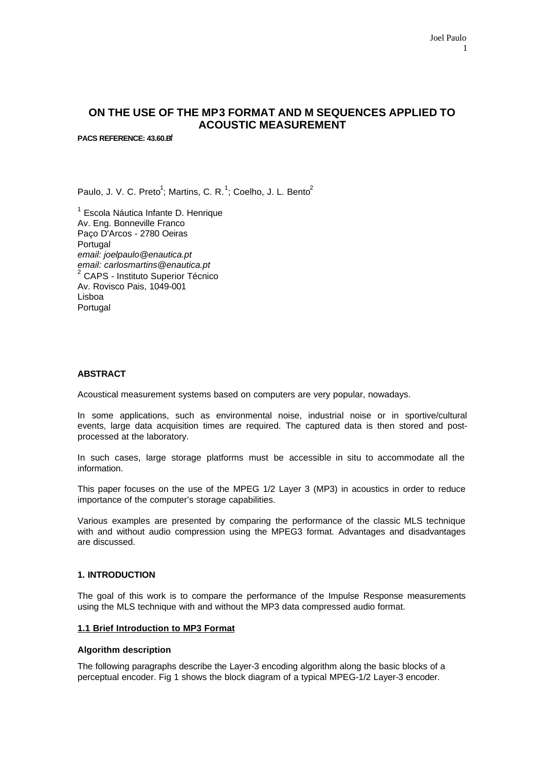# ON THE USE OF THE MP3 FORMAT AND M SEQUENCES APPLIED TO ACOUSTIC MEASUREMENT

**PACS REFERENCE: 43.60.Bf**

Paulo, J. V. C. Preto[1]; Martins, C. R.[1]; Coelho, J. L. Bento[2]

[1] Escola Náutica Infante D. Henrique
Av. Eng. Bonneville Franco
Paço D'Arcos - 2780 Oeiras
Portugal
*email: joelpaulo@enautica.pt*
*email: carlosmartins@enautica.pt*
[2] CAPS - Instituto Superior Técnico
Av. Rovisco Pais, 1049-001
Lisboa
Portugal

## ABSTRACT

Acoustical measurement systems based on computers are very popular, nowadays.

In some applications, such as environmental noise, industrial noise or in sportive/cultural events, large data acquisition times are required. The captured data is then stored and post-processed at the laboratory.

In such cases, large storage platforms must be accessible in situ to accommodate all the information.

This paper focuses on the use of the MPEG 1/2 Layer 3 (MP3) in acoustics in order to reduce importance of the computer's storage capabilities.

Various examples are presented by comparing the performance of the classic MLS technique with and without audio compression using the MPEG3 format. Advantages and disadvantages are discussed.

## 1. INTRODUCTION

The goal of this work is to compare the performance of the Impulse Response measurements using the MLS technique with and without the MP3 data compressed audio format.

### 1.1 Brief Introduction to MP3 Format

**Algorithm description**

The following paragraphs describe the Layer-3 encoding algorithm along the basic blocks of a perceptual encoder. Fig 1 shows the block diagram of a typical MPEG-1/2 Layer-3 encoder.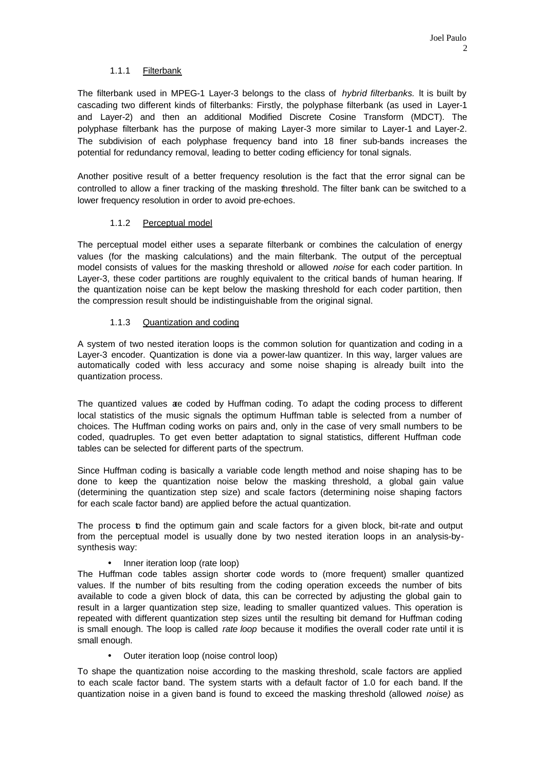### 1.1.1 Filterbank

The filterbank used in MPEG-1 Layer-3 belongs to the class of *hybrid filterbanks.* It is built by cascading two different kinds of filterbanks: Firstly, the polyphase filterbank (as used in Layer-1 and Layer-2) and then an additional Modified Discrete Cosine Transform (MDCT). The polyphase filterbank has the purpose of making Layer-3 more similar to Layer-1 and Layer-2. The subdivision of each polyphase frequency band into 18 finer sub-bands increases the potential for redundancy removal, leading to better coding efficiency for tonal signals.

Another positive result of a better frequency resolution is the fact that the error signal can be controlled to allow a finer tracking of the masking threshold. The filter bank can be switched to a lower frequency resolution in order to avoid pre-echoes.

### 1.1.2 Perceptual model

The perceptual model either uses a separate filterbank or combines the calculation of energy values (for the masking calculations) and the main filterbank. The output of the perceptual model consists of values for the masking threshold or allowed *noise* for each coder partition. In Layer-3, these coder partitions are roughly equivalent to the critical bands of human hearing. If the quantization noise can be kept below the masking threshold for each coder partition, then the compression result should be indistinguishable from the original signal.

### 1.1.3 Quantization and coding

A system of two nested iteration loops is the common solution for quantization and coding in a Layer-3 encoder. Quantization is done via a power-law quantizer. In this way, larger values are automatically coded with less accuracy and some noise shaping is already built into the quantization process.

The quantized values are coded by Huffman coding. To adapt the coding process to different local statistics of the music signals the optimum Huffman table is selected from a number of choices. The Huffman coding works on pairs and, only in the case of very small numbers to be coded, quadruples. To get even better adaptation to signal statistics, different Huffman code tables can be selected for different parts of the spectrum.

Since Huffman coding is basically a variable code length method and noise shaping has to be done to keep the quantization noise below the masking threshold, a global gain value (determining the quantization step size) and scale factors (determining noise shaping factors for each scale factor band) are applied before the actual quantization.

The process to find the optimum gain and scale factors for a given block, bit-rate and output from the perceptual model is usually done by two nested iteration loops in an analysis-by-synthesis way:

- Inner iteration loop (rate loop)

The Huffman code tables assign shorter code words to (more frequent) smaller quantized values. If the number of bits resulting from the coding operation exceeds the number of bits available to code a given block of data, this can be corrected by adjusting the global gain to result in a larger quantization step size, leading to smaller quantized values. This operation is repeated with different quantization step sizes until the resulting bit demand for Huffman coding is small enough. The loop is called *rate loop* because it modifies the overall coder rate until it is small enough.

- Outer iteration loop (noise control loop)

To shape the quantization noise according to the masking threshold, scale factors are applied to each scale factor band. The system starts with a default factor of 1.0 for each band. If the quantization noise in a given band is found to exceed the masking threshold (allowed *noise)* as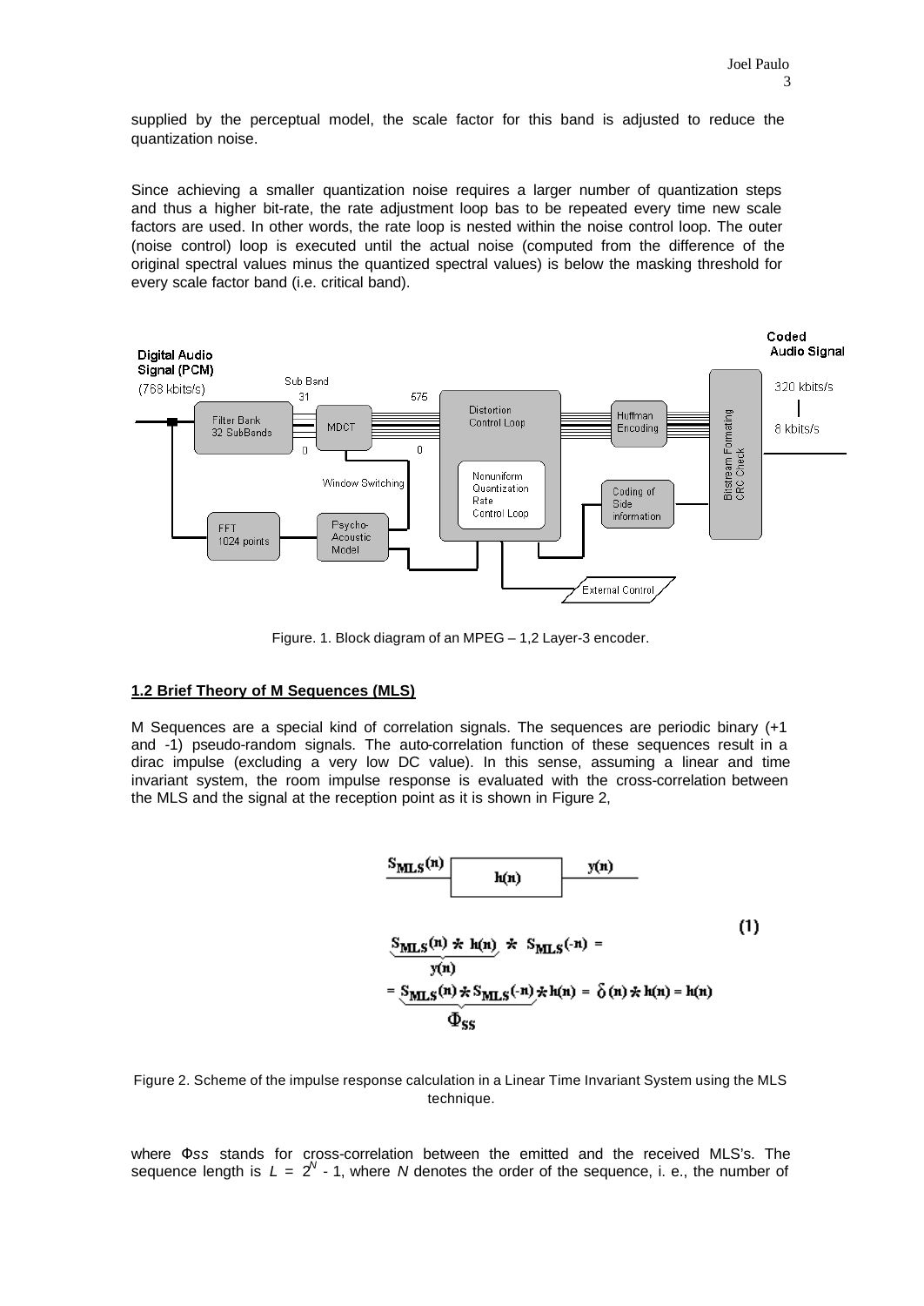supplied by the perceptual model, the scale factor for this band is adjusted to reduce the quantization noise.

Since achieving a smaller quantization noise requires a larger number of quantization steps and thus a higher bit-rate, the rate adjustment loop bas to be repeated every time new scale factors are used. In other words, the rate loop is nested within the noise control loop. The outer (noise control) loop is executed until the actual noise (computed from the difference of the original spectral values minus the quantized spectral values) is below the masking threshold for every scale factor band (i.e. critical band).

Figure. 1. Block diagram of an MPEG – 1,2 Layer-3 encoder.

### 1.2 Brief Theory of M Sequences (MLS)

M Sequences are a special kind of correlation signals. The sequences are periodic binary (+1 and -1) pseudo-random signals. The auto-correlation function of these sequences result in a dirac impulse (excluding a very low DC value). In this sense, assuming a linear and time invariant system, the room impulse response is evaluated with the cross-correlation between the MLS and the signal at the reception point as it is shown in Figure 2,

$$\underbrace{S_{MLS}(n) * h(n)}_{y(n)} * S_{MLS}(-n) = \quad (1)$$

$$= \underbrace{S_{MLS}(n) * S_{MLS}(-n)}_{\Phi_{SS}} * h(n) = \delta(n) * h(n) = h(n)$$

Figure 2. Scheme of the impulse response calculation in a Linear Time Invariant System using the MLS technique.

where $\Phi_{SS}$ stands for cross-correlation between the emitted and the received MLS's. The sequence length is $L = 2^N - 1$, where $N$ denotes the order of the sequence, i. e., the number of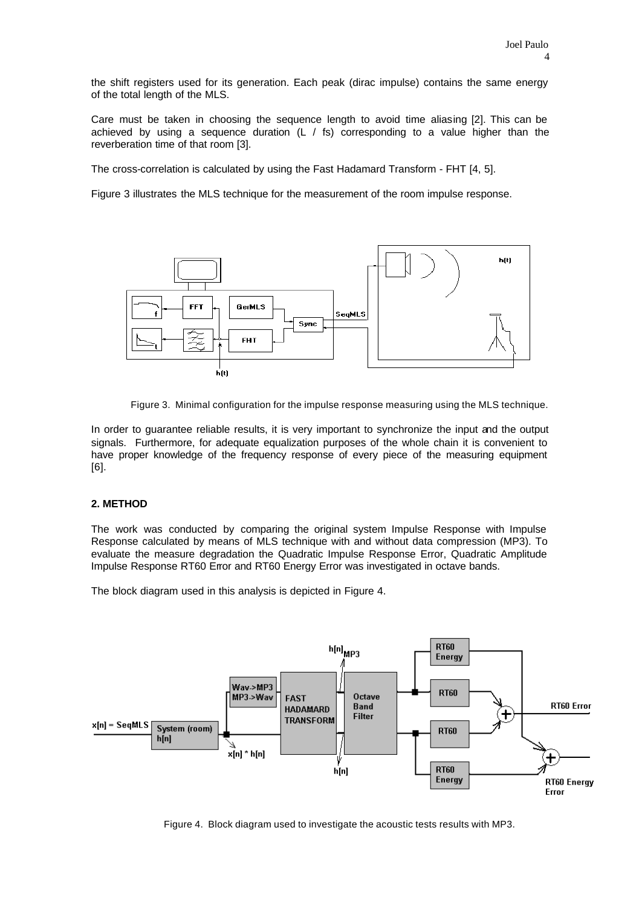the shift registers used for its generation. Each peak (dirac impulse) contains the same energy of the total length of the MLS.

Care must be taken in choosing the sequence length to avoid time aliasing [2]. This can be achieved by using a sequence duration (L / fs) corresponding to a value higher than the reverberation time of that room [3].

The cross-correlation is calculated by using the Fast Hadamard Transform - FHT [4, 5].

Figure 3 illustrates the MLS technique for the measurement of the room impulse response.

Figure 3. Minimal configuration for the impulse response measuring using the MLS technique.

In order to guarantee reliable results, it is very important to synchronize the input and the output signals. Furthermore, for adequate equalization purposes of the whole chain it is convenient to have proper knowledge of the frequency response of every piece of the measuring equipment [6].

## 2. METHOD

The work was conducted by comparing the original system Impulse Response with Impulse Response calculated by means of MLS technique with and without data compression (MP3). To evaluate the measure degradation the Quadratic Impulse Response Error, Quadratic Amplitude Impulse Response RT60 Error and RT60 Energy Error was investigated in octave bands.

The block diagram used in this analysis is depicted in Figure 4.

Figure 4. Block diagram used to investigate the acoustic tests results with MP3.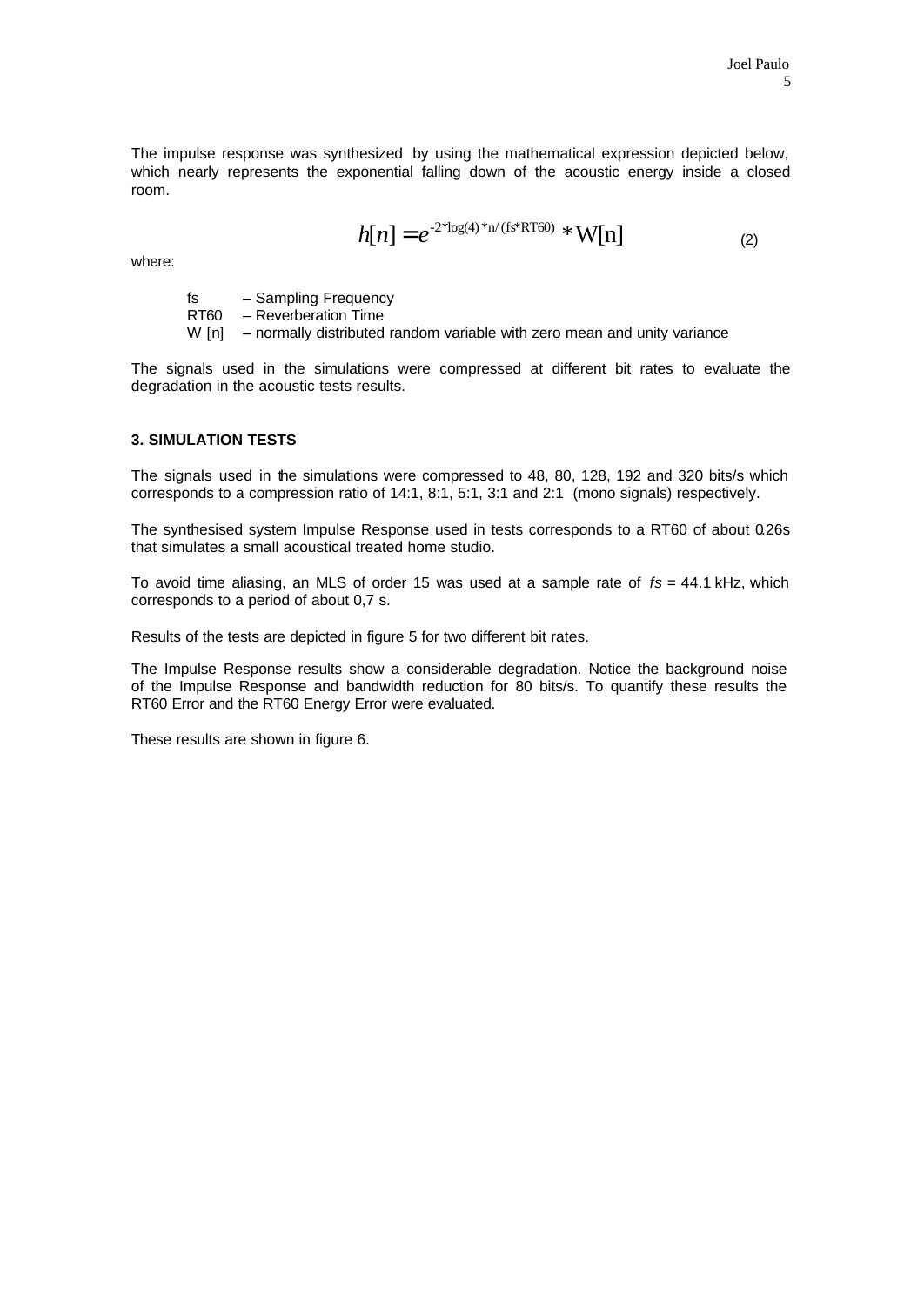The impulse response was synthesized by using the mathematical expression depicted below, which nearly represents the exponential falling down of the acoustic energy inside a closed room.

$$h[n] = e^{-2*\log(4)*n/(fs*RT60)} * W[n] \tag{2}$$

where:

- fs – Sampling Frequency
- RT60 – Reverberation Time
- W [n] – normally distributed random variable with zero mean and unity variance

The signals used in the simulations were compressed at different bit rates to evaluate the degradation in the acoustic tests results.

### 3. SIMULATION TESTS

The signals used in the simulations were compressed to 48, 80, 128, 192 and 320 bits/s which corresponds to a compression ratio of 14:1, 8:1, 5:1, 3:1 and 2:1 (mono signals) respectively.

The synthesised system Impulse Response used in tests corresponds to a RT60 of about 0.26s that simulates a small acoustical treated home studio.

To avoid time aliasing, an MLS of order 15 was used at a sample rate of $fs$ = 44.1 kHz, which corresponds to a period of about 0,7 s.

Results of the tests are depicted in figure 5 for two different bit rates.

The Impulse Response results show a considerable degradation. Notice the background noise of the Impulse Response and bandwidth reduction for 80 bits/s. To quantify these results the RT60 Error and the RT60 Energy Error were evaluated.

These results are shown in figure 6.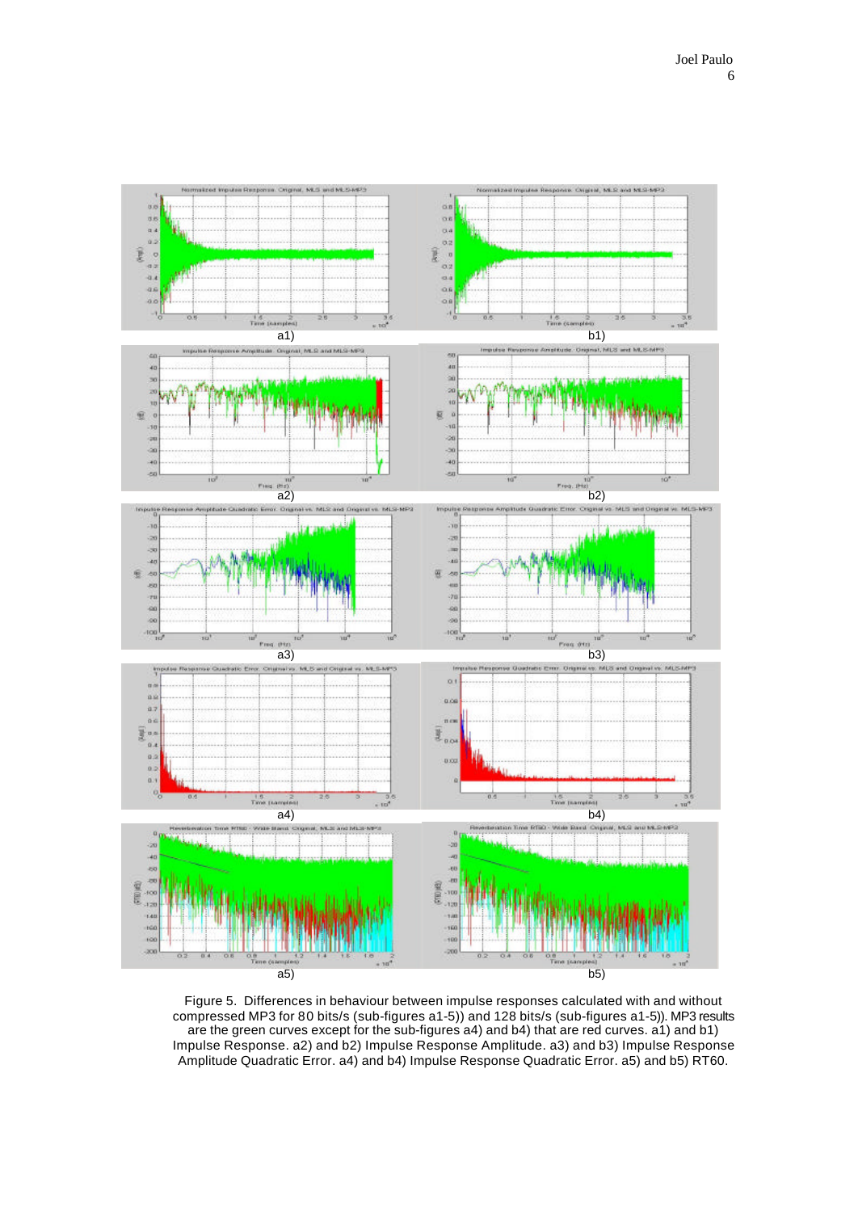Figure 5. Differences in behaviour between impulse responses calculated with and without compressed MP3 for 80 bits/s (sub-figures a1-5)) and 128 bits/s (sub-figures a1-5)). MP3 results are the green curves except for the sub-figures a4) and b4) that are red curves. a1) and b1) Impulse Response. a2) and b2) Impulse Response Amplitude. a3) and b3) Impulse Response Amplitude Quadratic Error. a4) and b4) Impulse Response Quadratic Error. a5) and b5) RT60.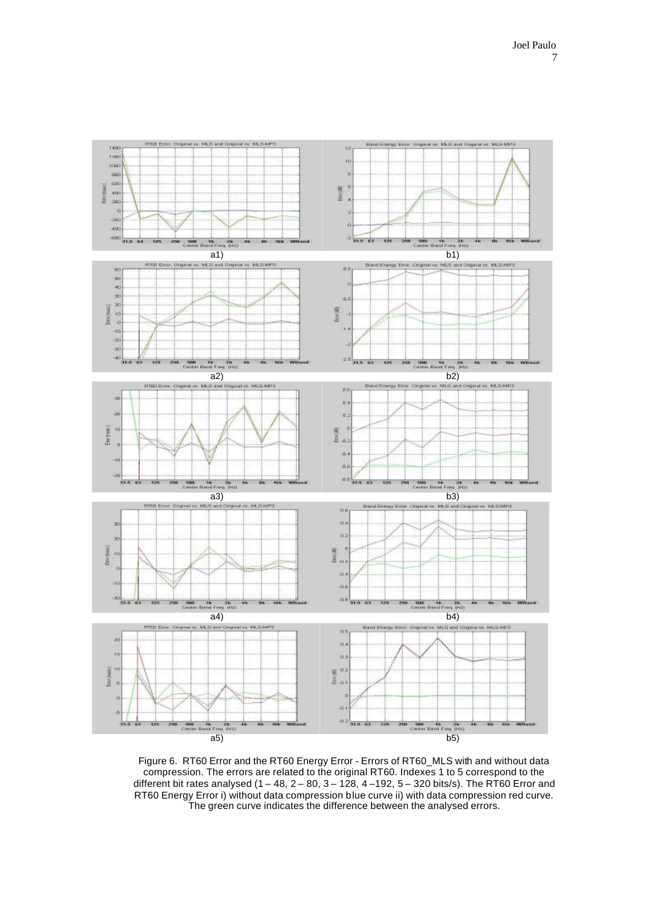a1)

b1)

a2)

b2)

a3)

b3)

a4)

b4)

a5)

b5)

Figure 6. RT60 Error and the RT60 Energy Error - Errors of RT60_MLS with and without data compression. The errors are related to the original RT60. Indexes 1 to 5 correspond to the different bit rates analysed (1 – 48, 2 – 80, 3 – 128, 4 –192, 5 – 320 bits/s). The RT60 Error and RT60 Energy Error i) without data compression blue curve ii) with data compression red curve. The green curve indicates the difference between the analysed errors.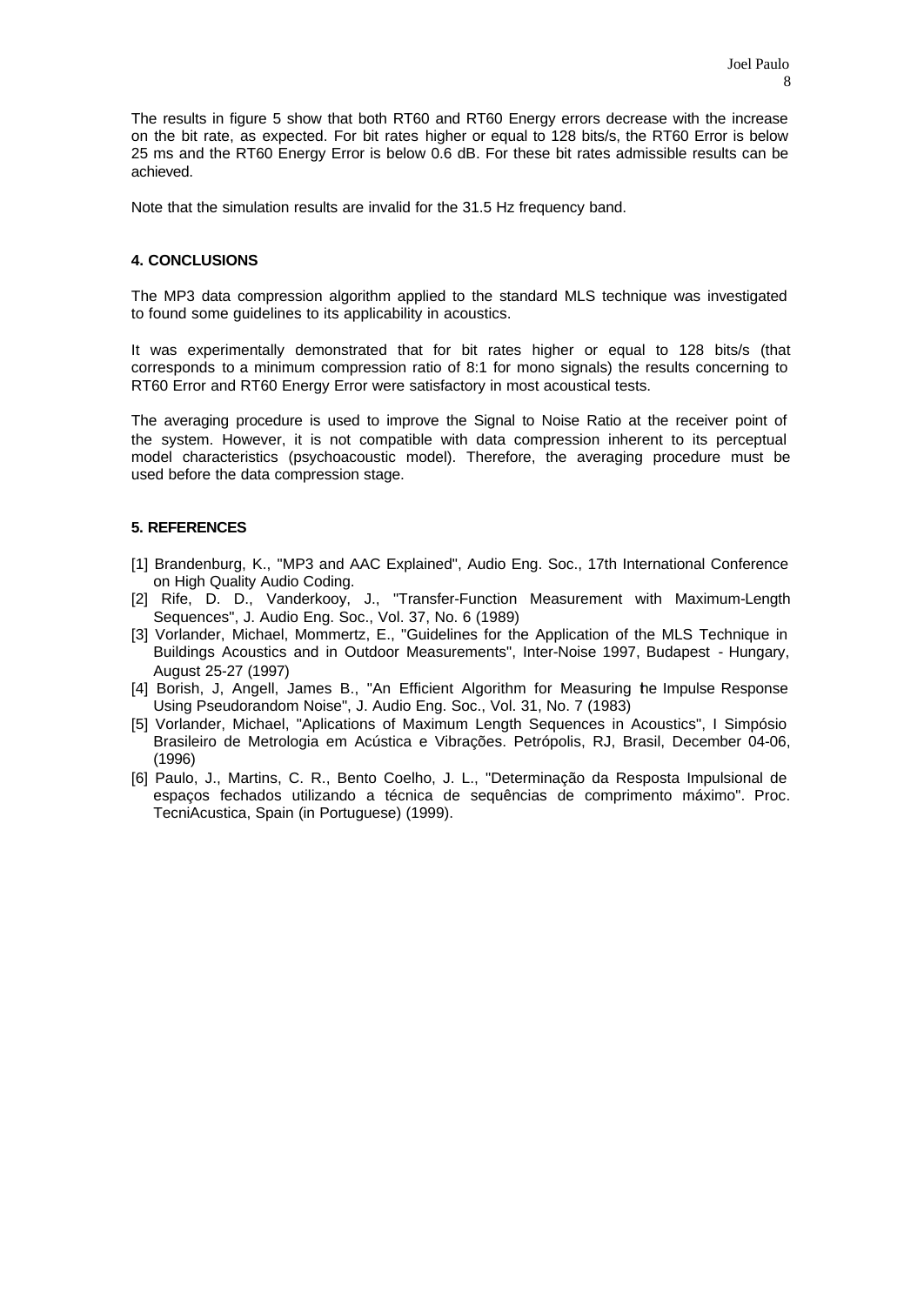The results in figure 5 show that both RT60 and RT60 Energy errors decrease with the increase on the bit rate, as expected. For bit rates higher or equal to 128 bits/s, the RT60 Error is below 25 ms and the RT60 Energy Error is below 0.6 dB. For these bit rates admissible results can be achieved.

Note that the simulation results are invalid for the 31.5 Hz frequency band.

## 4. CONCLUSIONS

The MP3 data compression algorithm applied to the standard MLS technique was investigated to found some guidelines to its applicability in acoustics.

It was experimentally demonstrated that for bit rates higher or equal to 128 bits/s (that corresponds to a minimum compression ratio of 8:1 for mono signals) the results concerning to RT60 Error and RT60 Energy Error were satisfactory in most acoustical tests.

The averaging procedure is used to improve the Signal to Noise Ratio at the receiver point of the system. However, it is not compatible with data compression inherent to its perceptual model characteristics (psychoacoustic model). Therefore, the averaging procedure must be used before the data compression stage.

## 5. REFERENCES

[1] Brandenburg, K., "MP3 and AAC Explained", Audio Eng. Soc., 17th International Conference on High Quality Audio Coding.

[2] Rife, D. D., Vanderkooy, J., "Transfer-Function Measurement with Maximum-Length Sequences", J. Audio Eng. Soc., Vol. 37, No. 6 (1989)

[3] Vorlander, Michael, Mommertz, E., "Guidelines for the Application of the MLS Technique in Buildings Acoustics and in Outdoor Measurements", Inter-Noise 1997, Budapest - Hungary, August 25-27 (1997)

[4] Borish, J, Angell, James B., "An Efficient Algorithm for Measuring the Impulse Response Using Pseudorandom Noise", J. Audio Eng. Soc., Vol. 31, No. 7 (1983)

[5] Vorlander, Michael, "Aplications of Maximum Length Sequences in Acoustics", I Simpósio Brasileiro de Metrologia em Acústica e Vibrações. Petrópolis, RJ, Brasil, December 04-06, (1996)

[6] Paulo, J., Martins, C. R., Bento Coelho, J. L., "Determinação da Resposta Impulsional de espaços fechados utilizando a técnica de sequências de comprimento máximo". Proc. TecniAcustica, Spain (in Portuguese) (1999).